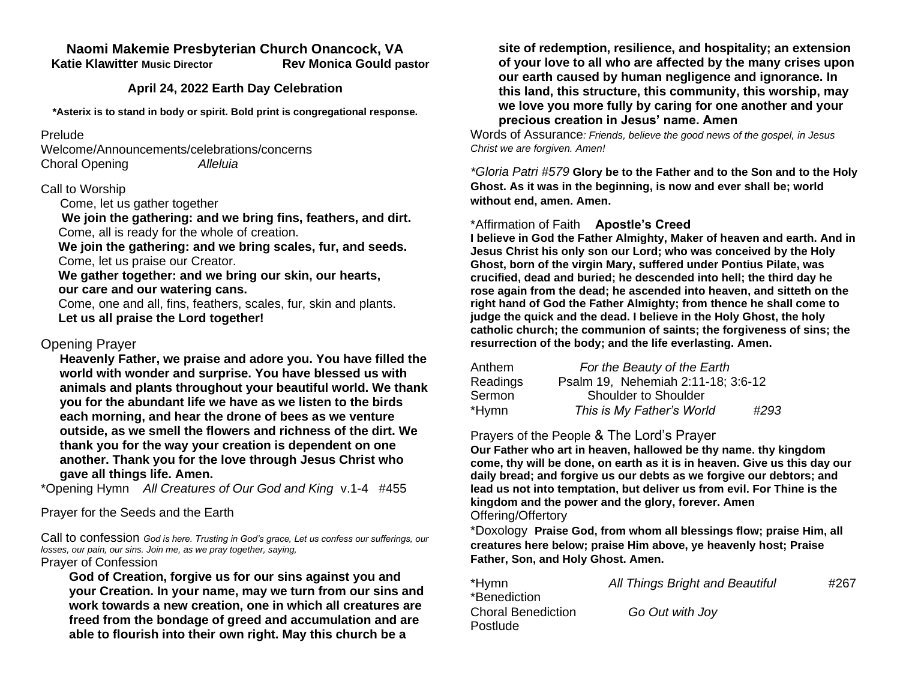# Naomi Makemie Presbyterian Church Onancock, VA

**Katie Klawitter** Music Director **Rev Monica Gould** pastor

## April 24, 2022 Earth Day Celebration

**\*Asterix is to stand in body or spirit. Bold print is congregational response.**

Prelude

Welcome/Announcements/celebrations/concerns

Choral Opening *Alleluia*

Call to Worship

Come, let us gather together

**We join the gathering: and we bring fins, feathers, and dirt.**

Come, all is ready for the whole of creation.

**We join the gathering: and we bring scales, fur, and seeds.**

Come, let us praise our Creator.

**We gather together: and we bring our skin, our hearts, our care and our watering cans.**

Come, one and all, fins, feathers, scales, fur, skin and plants.

**Let us all praise the Lord together!**

Opening Prayer

**Heavenly Father, we praise and adore you. You have filled the world with wonder and surprise. You have blessed us with animals and plants throughout your beautiful world. We thank you for the abundant life we have as we listen to the birds each morning, and hear the drone of bees as we venture outside, as we smell the flowers and richness of the dirt. We thank you for the way your creation is dependent on one another. Thank you for the love through Jesus Christ who gave all things life. Amen.**

\*Opening Hymn *All Creatures of Our God and King* v.1-4 #455

Prayer for the Seeds and the Earth

Call to confession *God is here. Trusting in God's grace, Let us confess our sufferings, our losses, our pain, our sins. Join me, as we pray together, saying,*

Prayer of Confession

**God of Creation, forgive us for our sins against you and your Creation. In your name, may we turn from our sins and work towards a new creation, one in which all creatures are freed from the bondage of greed and accumulation and are able to flourish into their own right. May this church be a site of redemption, resilience, and hospitality; an extension of your love to all who are affected by the many crises upon our earth caused by human negligence and ignorance. In this land, this structure, this community, this worship, may we love you more fully by caring for one another and your precious creation in Jesus' name. Amen**

Words of Assurance*: Friends, believe the good news of the gospel, in Jesus Christ we are forgiven. Amen!*

\**Gloria Patri #579* **Glory be to the Father and to the Son and to the Holy Ghost. As it was in the beginning, is now and ever shall be; world without end, amen. Amen.**

\*Affirmation of Faith **Apostle's Creed**

**I believe in God the Father Almighty, Maker of heaven and earth. And in Jesus Christ his only son our Lord; who was conceived by the Holy Ghost, born of the virgin Mary, suffered under Pontius Pilate, was crucified, dead and buried; he descended into hell; the third day he rose again from the dead; he ascended into heaven, and sitteth on the right hand of God the Father Almighty; from thence he shall come to judge the quick and the dead. I believe in the Holy Ghost, the holy catholic church; the communion of saints; the forgiveness of sins; the resurrection of the body; and the life everlasting. Amen.**

Anthem *For the Beauty of the Earth*

Readings Psalm 19, Nehemiah 2:11-18; 3:6-12

Sermon Shoulder to Shoulder

\*Hymn *This is My Father's World* *#293*

Prayers of the People & The Lord's Prayer

**Our Father who art in heaven, hallowed be thy name. thy kingdom come, thy will be done, on earth as it is in heaven. Give us this day our daily bread; and forgive us our debts as we forgive our debtors; and lead us not into temptation, but deliver us from evil. For Thine is the kingdom and the power and the glory, forever. Amen**

Offering/Offertory

\*Doxology **Praise God, from whom all blessings flow; praise Him, all creatures here below; praise Him above, ye heavenly host; Praise Father, Son, and Holy Ghost. Amen.**

\*Hymn *All Things Bright and Beautiful* #267

\*Benediction

Choral Benediction *Go Out with Joy*

Postlude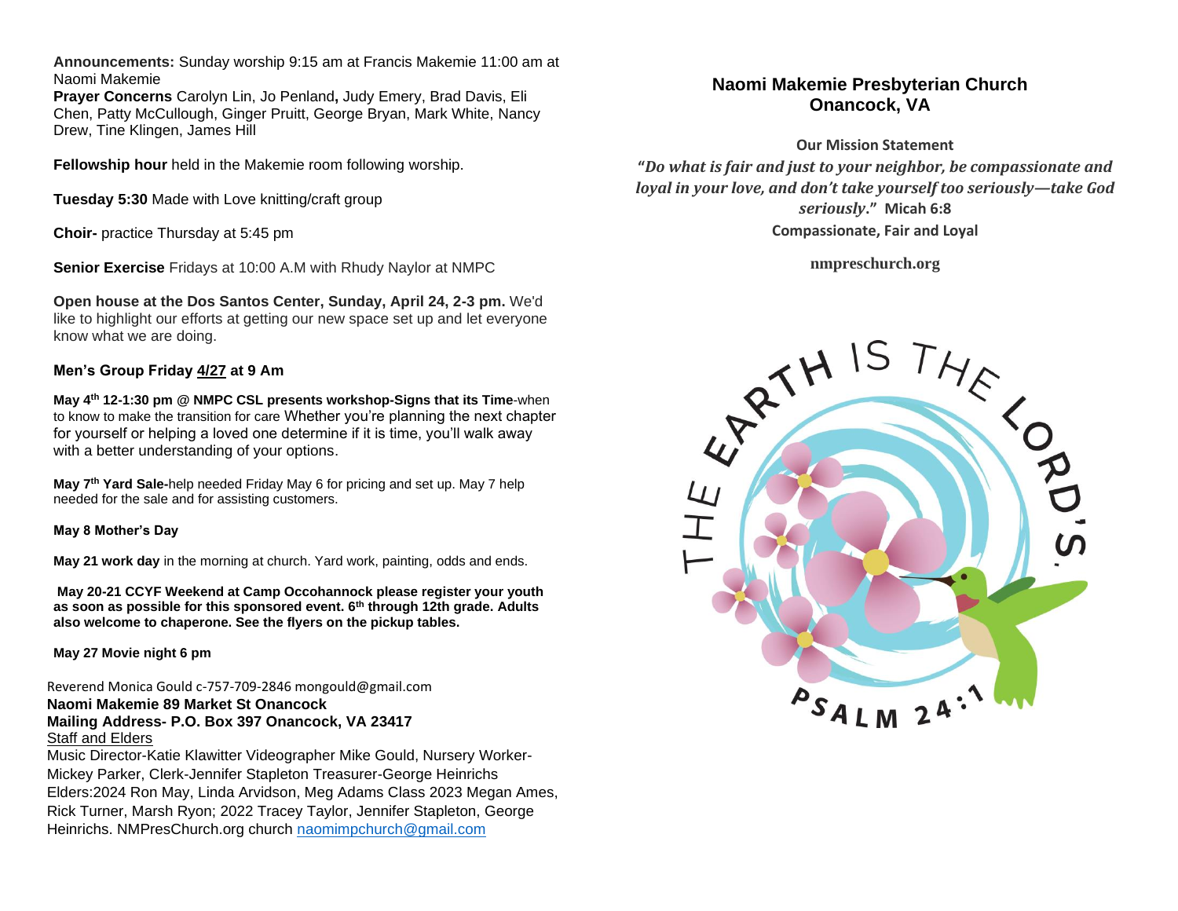**Announcements:** Sunday worship 9:15 am at Francis Makemie 11:00 am at Naomi Makemie

**Prayer Concerns** Carolyn Lin, Jo Penland**,** Judy Emery, Brad Davis, Eli Chen, Patty McCullough, Ginger Pruitt, George Bryan, Mark White, Nancy Drew, Tine Klingen, James Hill

**Fellowship hour** held in the Makemie room following worship.

**Tuesday 5:30** Made with Love knitting/craft group

**Choir-** practice Thursday at 5:45 pm

**Senior Exercise** Fridays at 10:00 A.M with Rhudy Naylor at NMPC

**Open house at the Dos Santos Center, Sunday, April 24, 2-3 pm.** We'd like to highlight our efforts at getting our new space set up and let everyone know what we are doing.

**Men's Group Friday 4/27 at 9 Am**

**May 4th 12-1:30 pm @ NMPC CSL presents workshop-Signs that its Time**-when to know to make the transition for care Whether you're planning the next chapter for yourself or helping a loved one determine if it is time, you'll walk away with a better understanding of your options.

**May 7th Yard Sale-**help needed Friday May 6 for pricing and set up. May 7 help needed for the sale and for assisting customers.

**May 8 Mother's Day**

**May 21 work day** in the morning at church. Yard work, painting, odds and ends.

**May 20-21 CCYF Weekend at Camp Occohannock please register your youth as soon as possible for this sponsored event. 6th through 12th grade. Adults also welcome to chaperone. See the flyers on the pickup tables.**

**May 27 Movie night 6 pm**

Reverend Monica Gould c-757-709-2846 mongould@gmail.com

**Naomi Makemie 89 Market St Onancock**

**Mailing Address- P.O. Box 397 Onancock, VA 23417**

Staff and Elders

Music Director-Katie Klawitter Videographer Mike Gould, Nursery Worker-Mickey Parker, Clerk-Jennifer Stapleton Treasurer-George Heinrichs Elders:2024 Ron May, Linda Arvidson, Meg Adams Class 2023 Megan Ames, Rick Turner, Marsh Ryon; 2022 Tracey Taylor, Jennifer Stapleton, George Heinrichs. NMPresChurch.org church naomimpchurch@gmail.com

## Naomi Makemie Presbyterian Church
## Onancock, VA

**Our Mission Statement**

***"Do what is fair and just to your neighbor, be compassionate and loyal in your love, and don't take yourself too seriously—take God seriously."*** **Micah 6:8**

**Compassionate, Fair and Loyal**

**nmpreschurch.org**

THE EARTH IS THE LORD'S.

PSALM 24:1